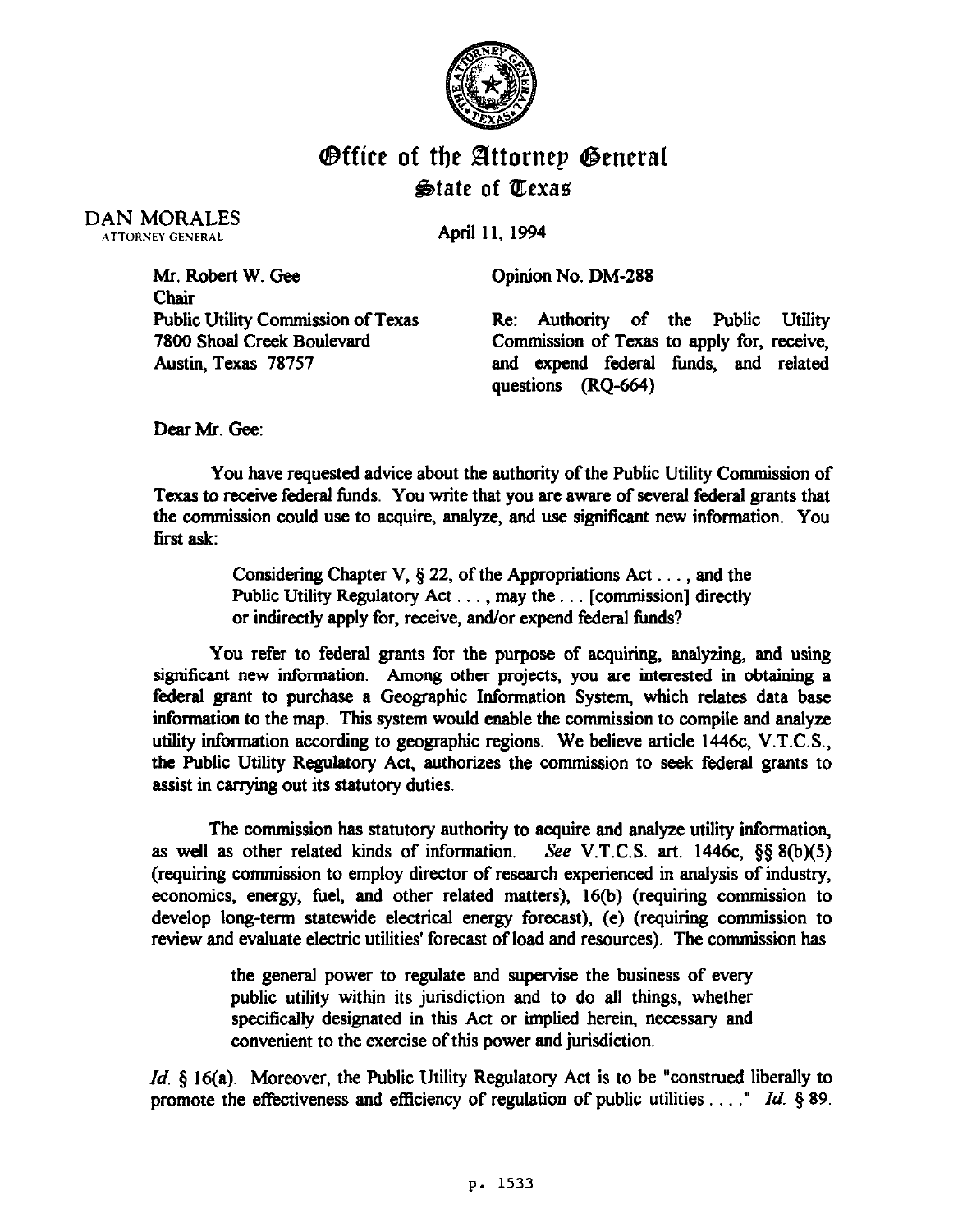# Office of the Attorney General
## State of Texas

DAN MORALES
ATTORNEY GENERAL

April 11, 1994

Mr. Robert W. Gee
Chair
Public Utility Commission of Texas
7800 Shoal Creek Boulevard
Austin, Texas 78757

Opinion No. DM-288

Re: Authority of the Public Utility Commission of Texas to apply for, receive, and expend federal funds, and related questions (RQ-664)

Dear Mr. Gee:

You have requested advice about the authority of the Public Utility Commission of Texas to receive federal funds. You write that you are aware of several federal grants that the commission could use to acquire, analyze, and use significant new information. You first ask:

> Considering Chapter V, § 22, of the Appropriations Act . . . , and the Public Utility Regulatory Act . . . , may the . . . [commission] directly or indirectly apply for, receive, and/or expend federal funds?

You refer to federal grants for the purpose of acquiring, analyzing, and using significant new information. Among other projects, you are interested in obtaining a federal grant to purchase a Geographic Information System, which relates data base information to the map. This system would enable the commission to compile and analyze utility information according to geographic regions. We believe article 1446c, V.T.C.S., the Public Utility Regulatory Act, authorizes the commission to seek federal grants to assist in carrying out its statutory duties.

The commission has statutory authority to acquire and analyze utility information, as well as other related kinds of information. *See* V.T.C.S. art. 1446c, §§ 8(b)(5) (requiring commission to employ director of research experienced in analysis of industry, economics, energy, fuel, and other related matters), 16(b) (requiring commission to develop long-term statewide electrical energy forecast), (e) (requiring commission to review and evaluate electric utilities' forecast of load and resources). The commission has

> the general power to regulate and supervise the business of every public utility within its jurisdiction and to do all things, whether specifically designated in this Act or implied herein, necessary and convenient to the exercise of this power and jurisdiction.

*Id.* § 16(a). Moreover, the Public Utility Regulatory Act is to be "construed liberally to promote the effectiveness and efficiency of regulation of public utilities . . . ." *Id.* § 89.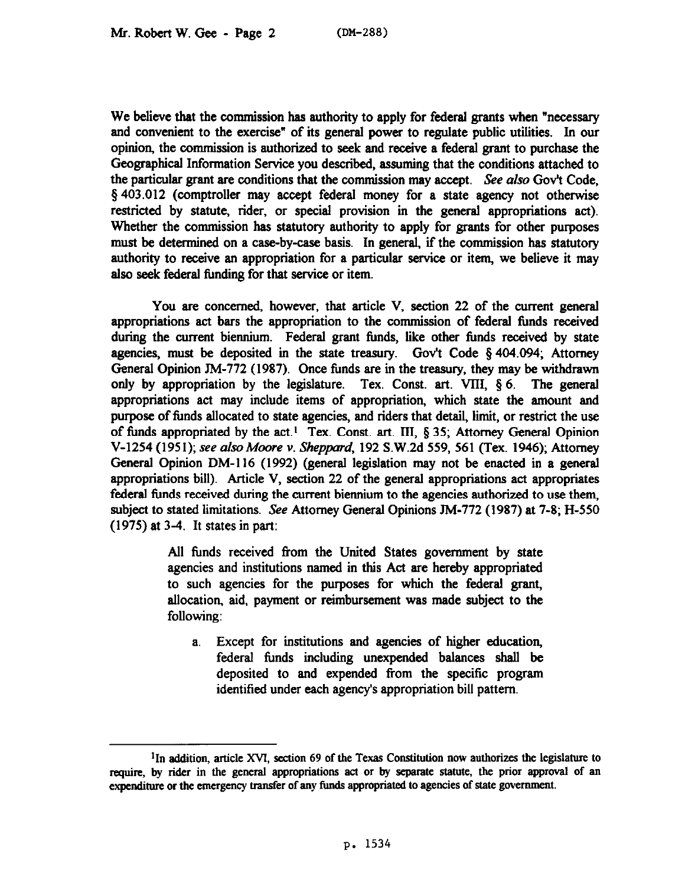We believe that the commission has authority to apply for federal grants when "necessary and convenient to the exercise" of its general power to regulate public utilities. In our opinion, the commission is authorized to seek and receive a federal grant to purchase the Geographical Information Service you described, assuming that the conditions attached to the particular grant are conditions that the commission may accept. *See also* Gov't Code, § 403.012 (comptroller may accept federal money for a state agency not otherwise restricted by statute, rider, or special provision in the general appropriations act). Whether the commission has statutory authority to apply for grants for other purposes must be determined on a case-by-case basis. In general, if the commission has statutory authority to receive an appropriation for a particular service or item, we believe it may also seek federal funding for that service or item.

You are concerned, however, that article V, section 22 of the current general appropriations act bars the appropriation to the commission of federal funds received during the current biennium. Federal grant funds, like other funds received by state agencies, must be deposited in the state treasury. Gov't Code § 404.094; Attorney General Opinion JM-772 (1987). Once funds are in the treasury, they may be withdrawn only by appropriation by the legislature. Tex. Const. art. VIII, § 6. The general appropriations act may include items of appropriation, which state the amount and purpose of funds allocated to state agencies, and riders that detail, limit, or restrict the use of funds appropriated by the act.[1] Tex. Const. art. III, § 35; Attorney General Opinion V-1254 (1951); *see also Moore v. Sheppard*, 192 S.W.2d 559, 561 (Tex. 1946); Attorney General Opinion DM-116 (1992) (general legislation may not be enacted in a general appropriations bill). Article V, section 22 of the general appropriations act appropriates federal funds received during the current biennium to the agencies authorized to use them, subject to stated limitations. *See* Attorney General Opinions JM-772 (1987) at 7-8; H-550 (1975) at 3-4. It states in part:

> All funds received from the United States government by state agencies and institutions named in this Act are hereby appropriated to such agencies for the purposes for which the federal grant, allocation, aid, payment or reimbursement was made subject to the following:
>
> a. Except for institutions and agencies of higher education, federal funds including unexpended balances shall be deposited to and expended from the specific program identified under each agency's appropriation bill pattern.

---

[1]In addition, article XVI, section 69 of the Texas Constitution now authorizes the legislature to require, by rider in the general appropriations act or by separate statute, the prior approval of an expenditure or the emergency transfer of any funds appropriated to agencies of state government.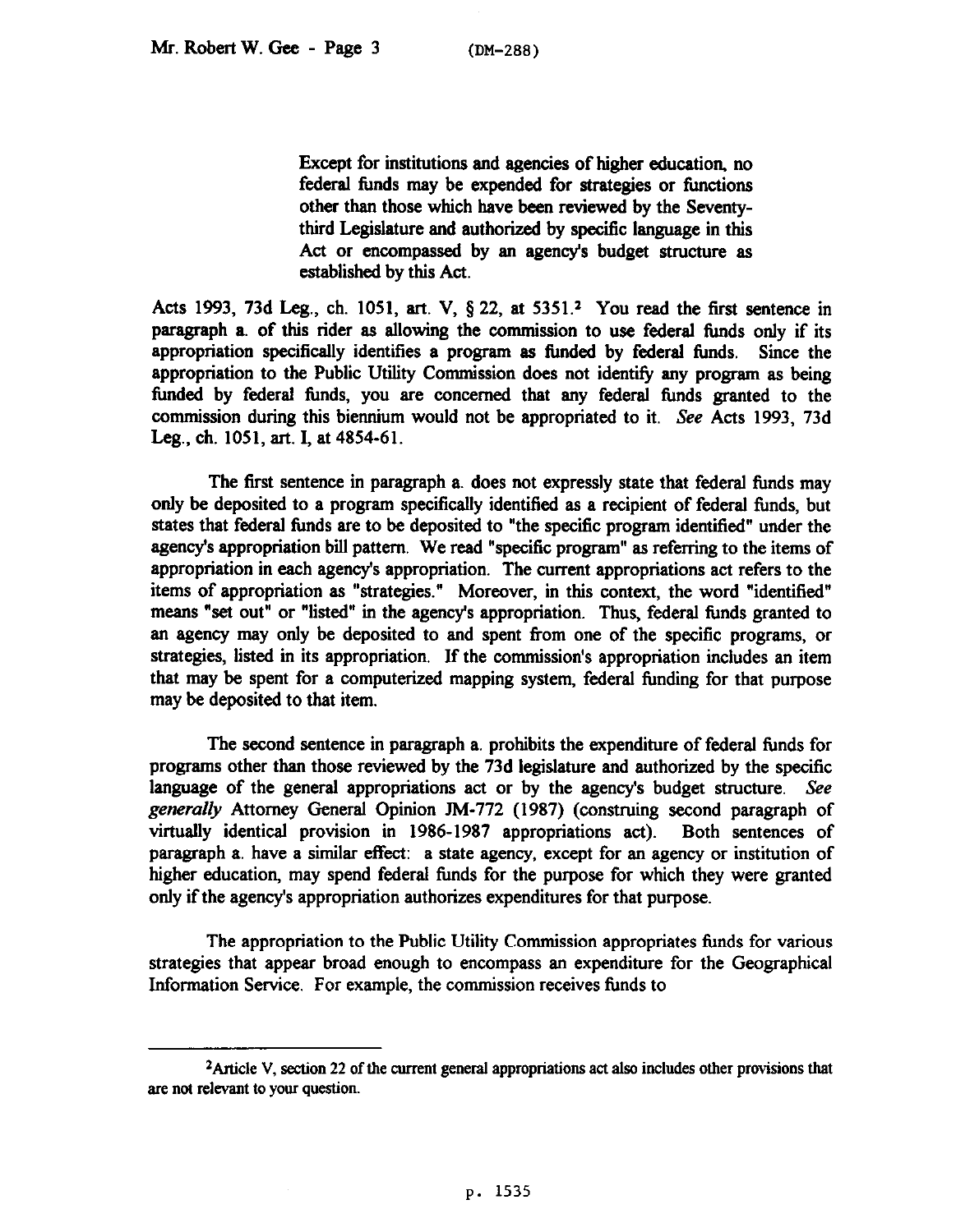> Except for institutions and agencies of higher education, no federal funds may be expended for strategies or functions other than those which have been reviewed by the Seventy-third Legislature and authorized by specific language in this Act or encompassed by an agency's budget structure as established by this Act.

Acts 1993, 73d Leg., ch. 1051, art. V, § 22, at 5351.[2] You read the first sentence in paragraph a. of this rider as allowing the commission to use federal funds only if its appropriation specifically identifies a program as funded by federal funds. Since the appropriation to the Public Utility Commission does not identify any program as being funded by federal funds, you are concerned that any federal funds granted to the commission during this biennium would not be appropriated to it. *See* Acts 1993, 73d Leg., ch. 1051, art. I, at 4854-61.

The first sentence in paragraph a. does not expressly state that federal funds may only be deposited to a program specifically identified as a recipient of federal funds, but states that federal funds are to be deposited to "the specific program identified" under the agency's appropriation bill pattern. We read "specific program" as referring to the items of appropriation in each agency's appropriation. The current appropriations act refers to the items of appropriation as "strategies." Moreover, in this context, the word "identified" means "set out" or "listed" in the agency's appropriation. Thus, federal funds granted to an agency may only be deposited to and spent from one of the specific programs, or strategies, listed in its appropriation. If the commission's appropriation includes an item that may be spent for a computerized mapping system, federal funding for that purpose may be deposited to that item.

The second sentence in paragraph a. prohibits the expenditure of federal funds for programs other than those reviewed by the 73d legislature and authorized by the specific language of the general appropriations act or by the agency's budget structure. *See generally* Attorney General Opinion JM-772 (1987) (construing second paragraph of virtually identical provision in 1986-1987 appropriations act). Both sentences of paragraph a. have a similar effect: a state agency, except for an agency or institution of higher education, may spend federal funds for the purpose for which they were granted only if the agency's appropriation authorizes expenditures for that purpose.

The appropriation to the Public Utility Commission appropriates funds for various strategies that appear broad enough to encompass an expenditure for the Geographical Information Service. For example, the commission receives funds to

---

[2] Article V, section 22 of the current general appropriations act also includes other provisions that are not relevant to your question.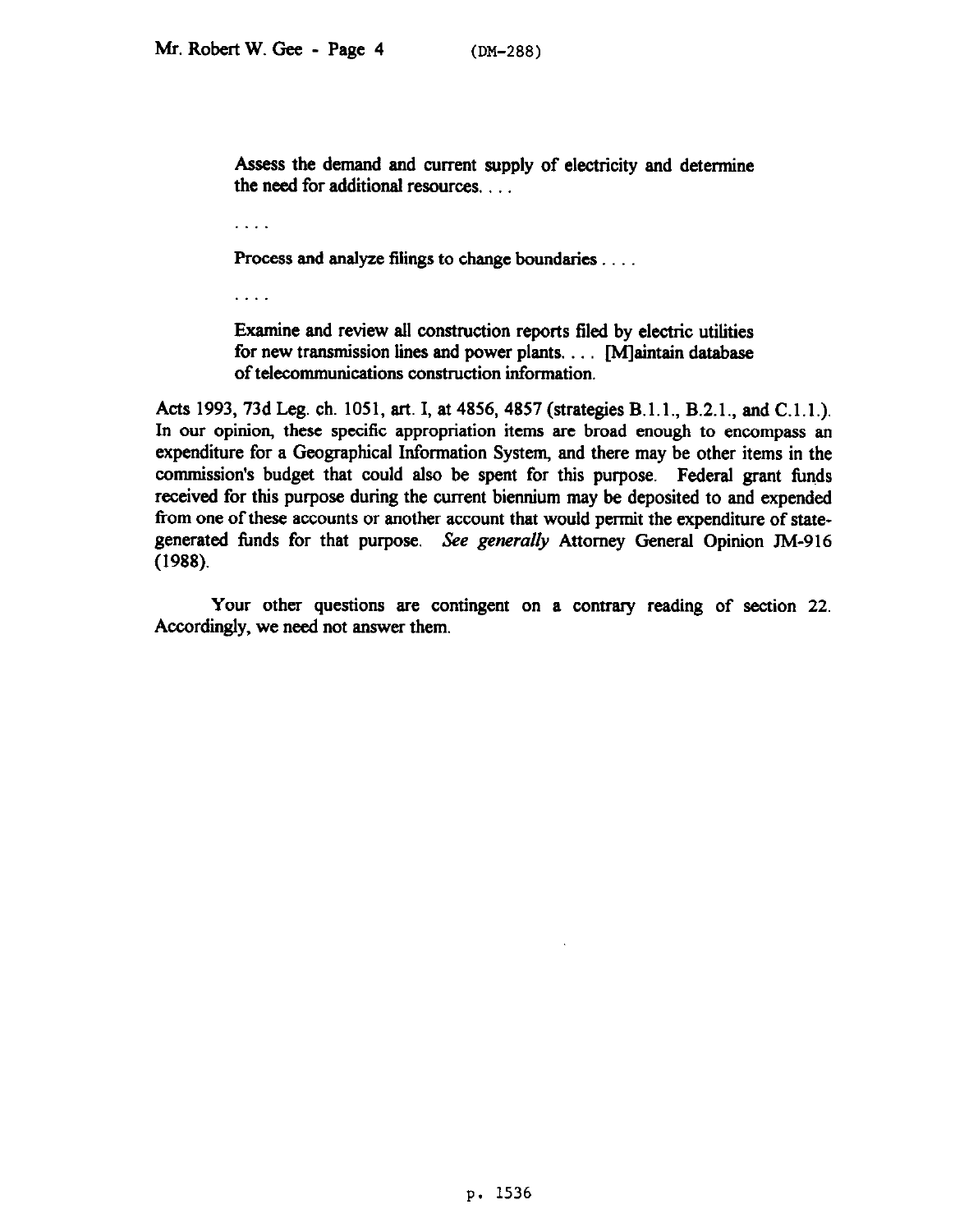> Assess the demand and current supply of electricity and determine the need for additional resources. . . .
>
> . . . .
>
> Process and analyze filings to change boundaries . . . .
>
> . . . .
>
> Examine and review all construction reports filed by electric utilities for new transmission lines and power plants. . . . [M]aintain database of telecommunications construction information.

Acts 1993, 73d Leg. ch. 1051, art. I, at 4856, 4857 (strategies B.1.1., B.2.1., and C.1.1.). In our opinion, these specific appropriation items are broad enough to encompass an expenditure for a Geographical Information System, and there may be other items in the commission's budget that could also be spent for this purpose. Federal grant funds received for this purpose during the current biennium may be deposited to and expended from one of these accounts or another account that would permit the expenditure of state-generated funds for that purpose. *See generally* Attorney General Opinion JM-916 (1988).

Your other questions are contingent on a contrary reading of section 22. Accordingly, we need not answer them.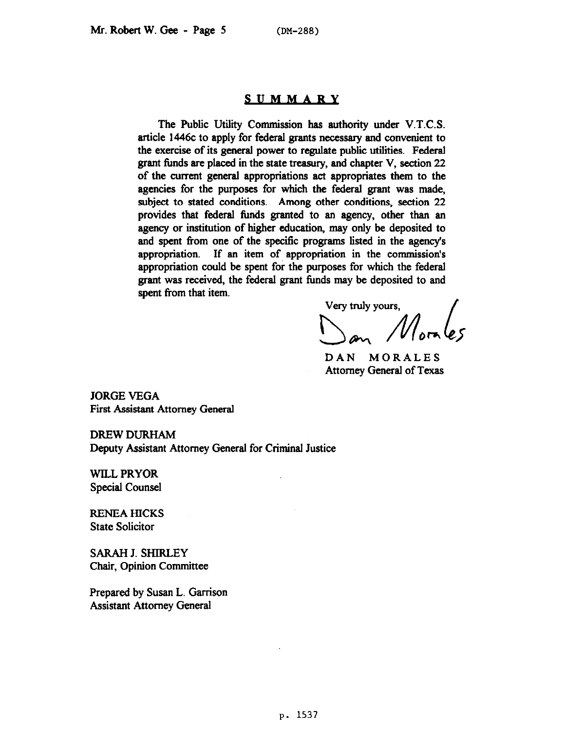## S U M M A R Y

The Public Utility Commission has authority under V.T.C.S. article 1446c to apply for federal grants necessary and convenient to the exercise of its general power to regulate public utilities. Federal grant funds are placed in the state treasury, and chapter V, section 22 of the current general appropriations act appropriates them to the agencies for the purposes for which the federal grant was made, subject to stated conditions. Among other conditions, section 22 provides that federal funds granted to an agency, other than an agency or institution of higher education, may only be deposited to and spent from one of the specific programs listed in the agency's appropriation. If an item of appropriation in the commission's appropriation could be spent for the purposes for which the federal grant was received, the federal grant funds may be deposited to and spent from that item.

Very truly yours,

Dan Morales

DAN MORALES
Attorney General of Texas

JORGE VEGA
First Assistant Attorney General

DREW DURHAM
Deputy Assistant Attorney General for Criminal Justice

WILL PRYOR
Special Counsel

RENEA HICKS
State Solicitor

SARAH J. SHIRLEY
Chair, Opinion Committee

Prepared by Susan L. Garrison
Assistant Attorney General